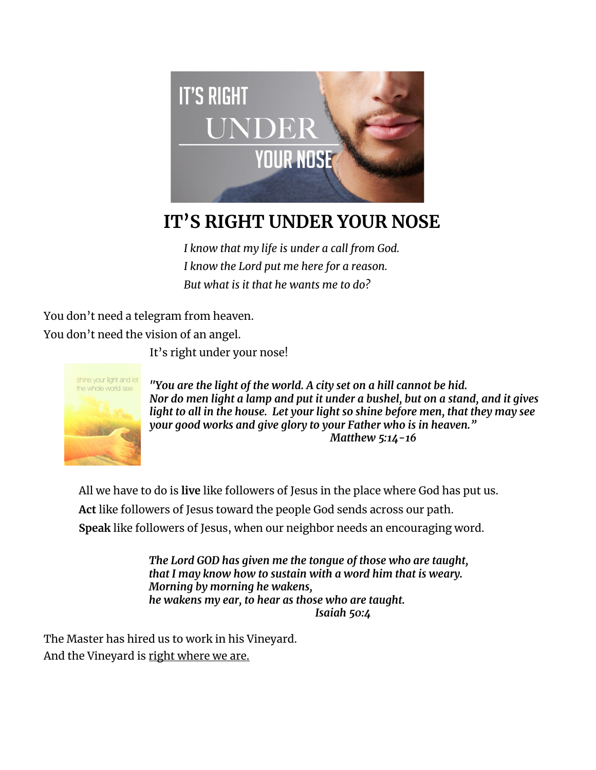# IT'S RIGHT UNDER YOUR NOSE

*I know that my life is under a call from God.*
*I know the Lord put me here for a reason.*
*But what is it that he wants me to do?*

You don't need a telegram from heaven.
You don't need the vision of an angel.
It's right under your nose!

***"You are the light of the world. A city set on a hill cannot be hid. Nor do men light a lamp and put it under a bushel, but on a stand, and it gives light to all in the house. Let your light so shine before men, that they may see your good works and give glory to your Father who is in heaven."***
***Matthew 5:14-16***

All we have to do is **live** like followers of Jesus in the place where God has put us.
**Act** like followers of Jesus toward the people God sends across our path.
**Speak** like followers of Jesus, when our neighbor needs an encouraging word.

***The Lord GOD has given me the tongue of those who are taught,***
***that I may know how to sustain with a word him that is weary.***
***Morning by morning he wakens,***
***he wakens my ear, to hear as those who are taught.***
***Isaiah 50:4***

The Master has hired us to work in his Vineyard.
And the Vineyard is <u>right where we are.</u>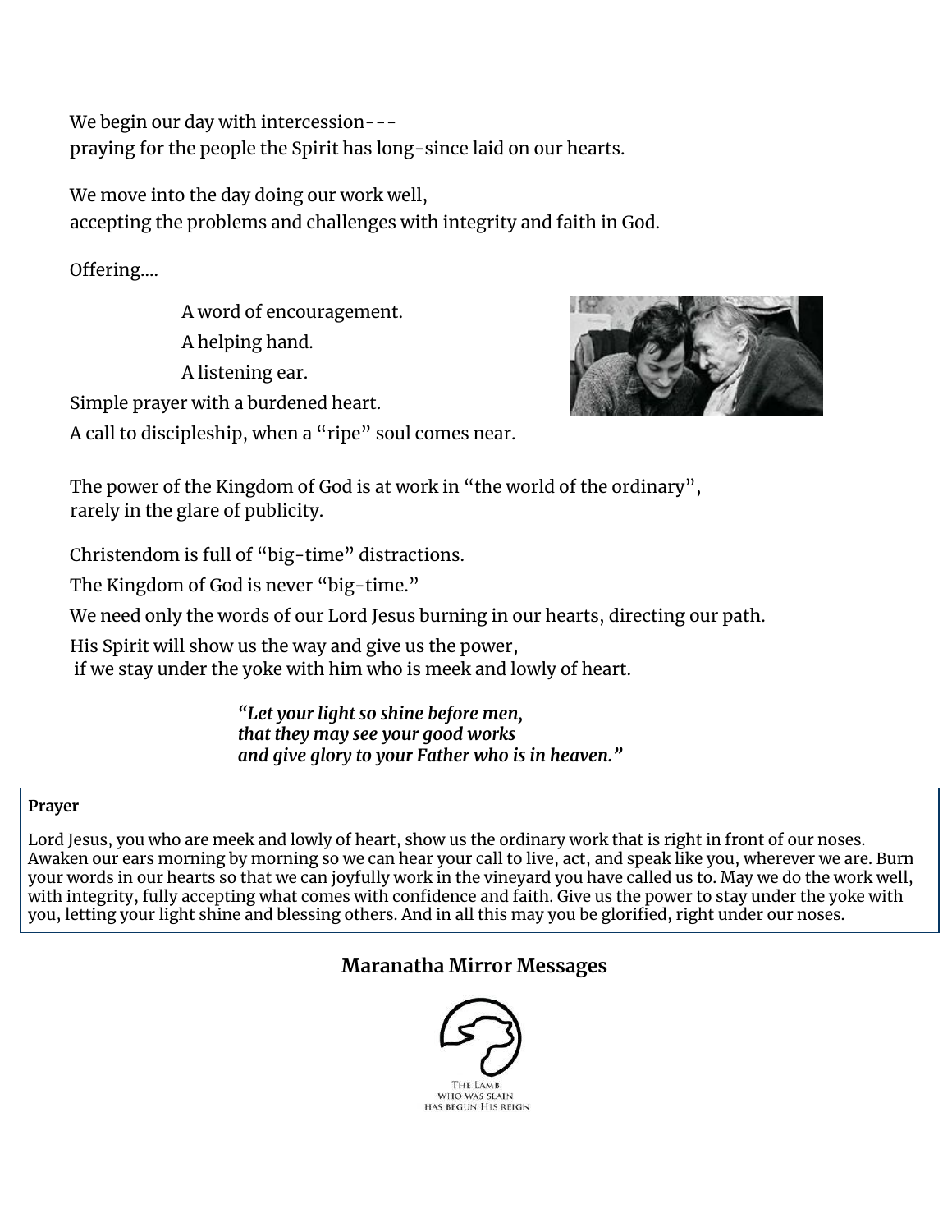We begin our day with intercession---
praying for the people the Spirit has long-since laid on our hearts.

We move into the day doing our work well,
accepting the problems and challenges with integrity and faith in God.

Offering....

A word of encouragement.

A helping hand.

A listening ear.

Simple prayer with a burdened heart.

A call to discipleship, when a "ripe" soul comes near.

The power of the Kingdom of God is at work in "the world of the ordinary",
rarely in the glare of publicity.

Christendom is full of "big-time" distractions.

The Kingdom of God is never "big-time."

We need only the words of our Lord Jesus burning in our hearts, directing our path.

His Spirit will show us the way and give us the power,
if we stay under the yoke with him who is meek and lowly of heart.

***"Let your light so shine before men,***
***that they may see your good works***
***and give glory to your Father who is in heaven."***

**Prayer**

Lord Jesus, you who are meek and lowly of heart, show us the ordinary work that is right in front of our noses. Awaken our ears morning by morning so we can hear your call to live, act, and speak like you, wherever we are. Burn your words in our hearts so that we can joyfully work in the vineyard you have called us to. May we do the work well, with integrity, fully accepting what comes with confidence and faith. Give us the power to stay under the yoke with you, letting your light shine and blessing others. And in all this may you be glorified, right under our noses.

**Maranatha Mirror Messages**

The Lamb
who was slain
has begun His reign